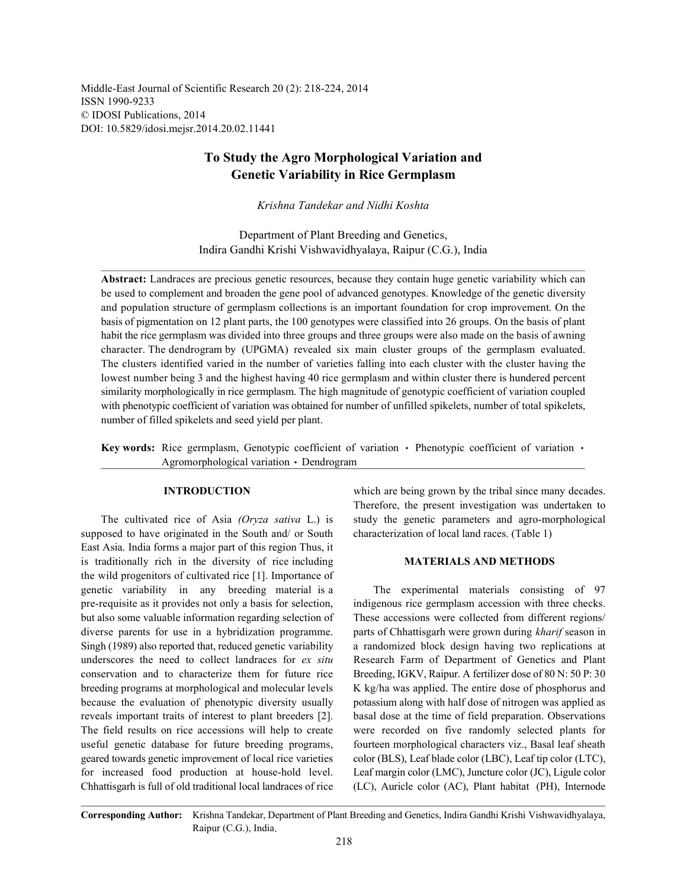Middle-East Journal of Scientific Research 20 (2): 218-224, 2014
ISSN 1990-9233
© IDOSI Publications, 2014
DOI: 10.5829/idosi.mejsr.2014.20.02.11441

# To Study the Agro Morphological Variation and Genetic Variability in Rice Germplasm

*Krishna Tandekar and Nidhi Koshta*

Department of Plant Breeding and Genetics,
Indira Gandhi Krishi Vishwavidhyalaya, Raipur (C.G.), India

**Abstract:** Landraces are precious genetic resources, because they contain huge genetic variability which can be used to complement and broaden the gene pool of advanced genotypes. Knowledge of the genetic diversity and population structure of germplasm collections is an important foundation for crop improvement. On the basis of pigmentation on 12 plant parts, the 100 genotypes were classified into 26 groups. On the basis of plant habit the rice germplasm was divided into three groups and three groups were also made on the basis of awning character. The dendrogram by (UPGMA) revealed six main cluster groups of the germplasm evaluated. The clusters identified varied in the number of varieties falling into each cluster with the cluster having the lowest number being 3 and the highest having 40 rice germplasm and within cluster there is hundered percent similarity morphologically in rice germplasm. The high magnitude of genotypic coefficient of variation coupled with phenotypic coefficient of variation was obtained for number of unfilled spikelets, number of total spikelets, number of filled spikelets and seed yield per plant.

**Key words:** Rice germplasm, Genotypic coefficient of variation • Phenotypic coefficient of variation • Agromorphological variation • Dendrogram

## INTRODUCTION

The cultivated rice of Asia *(Oryza sativa* L.) is supposed to have originated in the South and/ or South East Asia. India forms a major part of this region Thus, it is traditionally rich in the diversity of rice including the wild progenitors of cultivated rice [1]. Importance of genetic variability in any breeding material is a pre-requisite as it provides not only a basis for selection, but also some valuable information regarding selection of diverse parents for use in a hybridization programme. Singh (1989) also reported that, reduced genetic variability underscores the need to collect landraces for *ex situ* conservation and to characterize them for future rice breeding programs at morphological and molecular levels because the evaluation of phenotypic diversity usually reveals important traits of interest to plant breeders [2]. The field results on rice accessions will help to create useful genetic database for future breeding programs, geared towards genetic improvement of local rice varieties for increased food production at house-hold level. Chhattisgarh is full of old traditional local landraces of rice which are being grown by the tribal since many decades. Therefore, the present investigation was undertaken to study the genetic parameters and agro-morphological characterization of local land races. (Table 1)

## MATERIALS AND METHODS

The experimental materials consisting of 97 indigenous rice germplasm accession with three checks. These accessions were collected from different regions/ parts of Chhattisgarh were grown during *kharif* season in a randomized block design having two replications at Research Farm of Department of Genetics and Plant Breeding, IGKV, Raipur. A fertilizer dose of 80 N: 50 P: 30 K kg/ha was applied. The entire dose of phosphorus and potassium along with half dose of nitrogen was applied as basal dose at the time of field preparation. Observations were recorded on five randomly selected plants for fourteen morphological characters viz., Basal leaf sheath color (BLS), Leaf blade color (LBC), Leaf tip color (LTC), Leaf margin color (LMC), Juncture color (JC), Ligule color (LC), Auricle color (AC), Plant habitat (PH), Internode

**Corresponding Author:** Krishna Tandekar, Department of Plant Breeding and Genetics, Indira Gandhi Krishi Vishwavidhyalaya, Raipur (C.G.), India.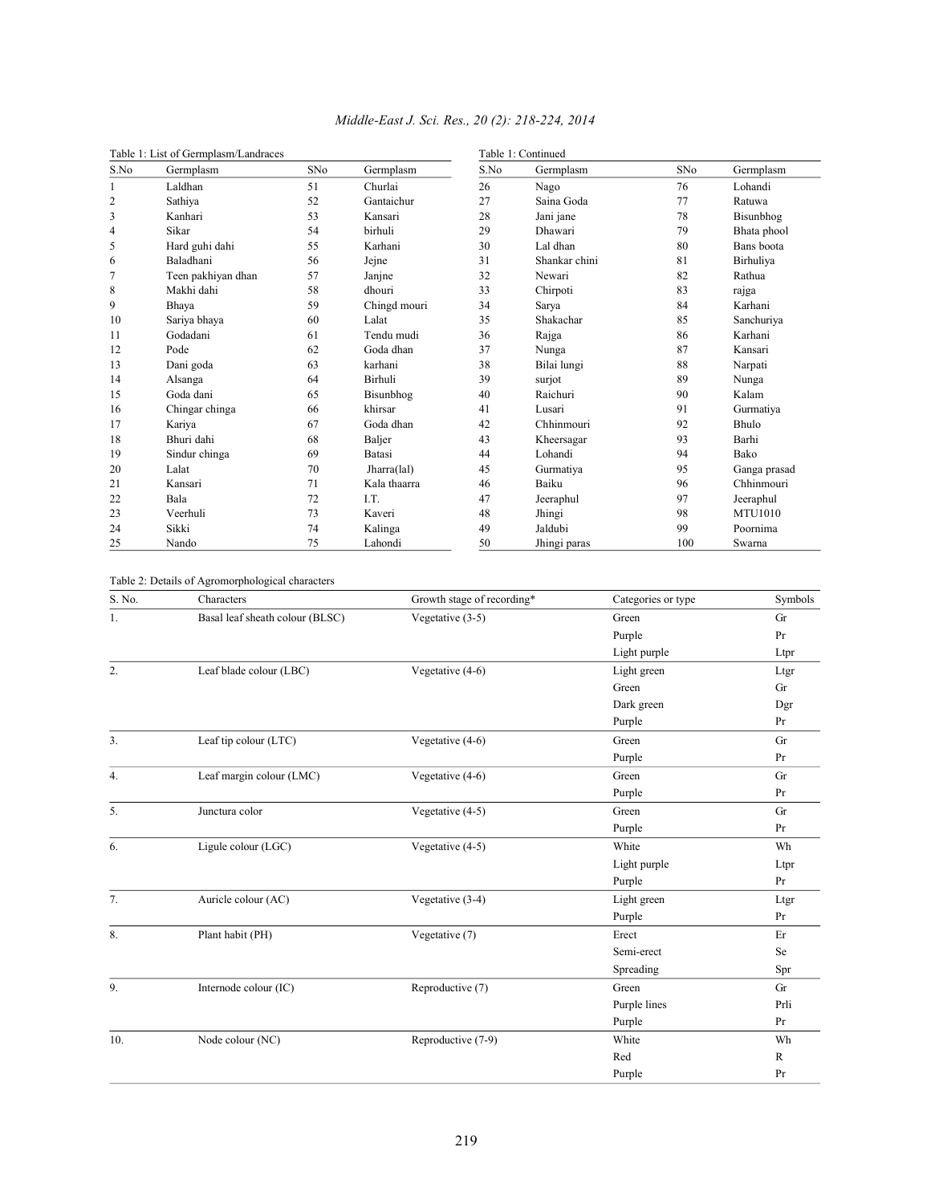Table 1: List of Germplasm/Landraces

| S.No | Germplasm | SNo | Germplasm |
|---|---|---|---|
| 1 | Laldhan | 51 | Churlai |
| 2 | Sathiya | 52 | Gantaichur |
| 3 | Kanhari | 53 | Kansari |
| 4 | Sikar | 54 | birhuli |
| 5 | Hard guhi dahi | 55 | Karhani |
| 6 | Baladhani | 56 | Jejne |
| 7 | Teen pakhiyan dhan | 57 | Janjne |
| 8 | Makhi dahi | 58 | dhouri |
| 9 | Bhaya | 59 | Chingd mouri |
| 10 | Sariya bhaya | 60 | Lalat |
| 11 | Godadani | 61 | Tendu mudi |
| 12 | Pode | 62 | Goda dhan |
| 13 | Dani goda | 63 | karhani |
| 14 | Alsanga | 64 | Birhuli |
| 15 | Goda dani | 65 | Bisunbhog |
| 16 | Chingar chinga | 66 | khirsar |
| 17 | Kariya | 67 | Goda dhan |
| 18 | Bhuri dahi | 68 | Baljer |
| 19 | Sindur chinga | 69 | Batasi |
| 20 | Lalat | 70 | Jharra(lal) |
| 21 | Kansari | 71 | Kala thaarra |
| 22 | Bala | 72 | I.T. |
| 23 | Veerhuli | 73 | Kaveri |
| 24 | Sikki | 74 | Kalinga |
| 25 | Nando | 75 | Lahondi |

Table 1: Continued

| S.No | Germplasm | SNo | Germplasm |
|---|---|---|---|
| 26 | Nago | 76 | Lohandi |
| 27 | Saina Goda | 77 | Ratuwa |
| 28 | Jani jane | 78 | Bisunbhog |
| 29 | Dhawari | 79 | Bhata phool |
| 30 | Lal dhan | 80 | Bans boota |
| 31 | Shankar chini | 81 | Birhuliya |
| 32 | Newari | 82 | Rathua |
| 33 | Chirpoti | 83 | rajga |
| 34 | Sarya | 84 | Karhani |
| 35 | Shakachar | 85 | Sanchuriya |
| 36 | Rajga | 86 | Karhani |
| 37 | Nunga | 87 | Kansari |
| 38 | Bilai lungi | 88 | Narpati |
| 39 | surjot | 89 | Nunga |
| 40 | Raichuri | 90 | Kalam |
| 41 | Lusari | 91 | Gurmatiya |
| 42 | Chhinmouri | 92 | Bhulo |
| 43 | Kheersagar | 93 | Barhi |
| 44 | Lohandi | 94 | Bako |
| 45 | Gurmatiya | 95 | Ganga prasad |
| 46 | Baiku | 96 | Chhinmouri |
| 47 | Jeeraphul | 97 | Jeeraphul |
| 48 | Jhingi | 98 | MTU1010 |
| 49 | Jaldubi | 99 | Poornima |
| 50 | Jhingi paras | 100 | Swarna |

Table 2: Details of Agromorphological characters

| S. No. | Characters | Growth stage of recording* | Categories or type | Symbols |
|---|---|---|---|---|
| 1. | Basal leaf sheath colour (BLSC) | Vegetative (3-5) | Green | Gr |
| | | | Purple | Pr |
| | | | Light purple | Ltpr |
| 2. | Leaf blade colour (LBC) | Vegetative (4-6) | Light green | Ltgr |
| | | | Green | Gr |
| | | | Dark green | Dgr |
| | | | Purple | Pr |
| 3. | Leaf tip colour (LTC) | Vegetative (4-6) | Green | Gr |
| | | | Purple | Pr |
| 4. | Leaf margin colour (LMC) | Vegetative (4-6) | Green | Gr |
| | | | Purple | Pr |
| 5. | Junctura color | Vegetative (4-5) | Green | Gr |
| | | | Purple | Pr |
| 6. | Ligule colour (LGC) | Vegetative (4-5) | White | Wh |
| | | | Light purple | Ltpr |
| | | | Purple | Pr |
| 7. | Auricle colour (AC) | Vegetative (3-4) | Light green | Ltgr |
| | | | Purple | Pr |
| 8. | Plant habit (PH) | Vegetative (7) | Erect | Er |
| | | | Semi-erect | Se |
| | | | Spreading | Spr |
| 9. | Internode colour (IC) | Reproductive (7) | Green | Gr |
| | | | Purple lines | Prli |
| | | | Purple | Pr |
| 10. | Node colour (NC) | Reproductive (7-9) | White | Wh |
| | | | Red | R |
| | | | Purple | Pr |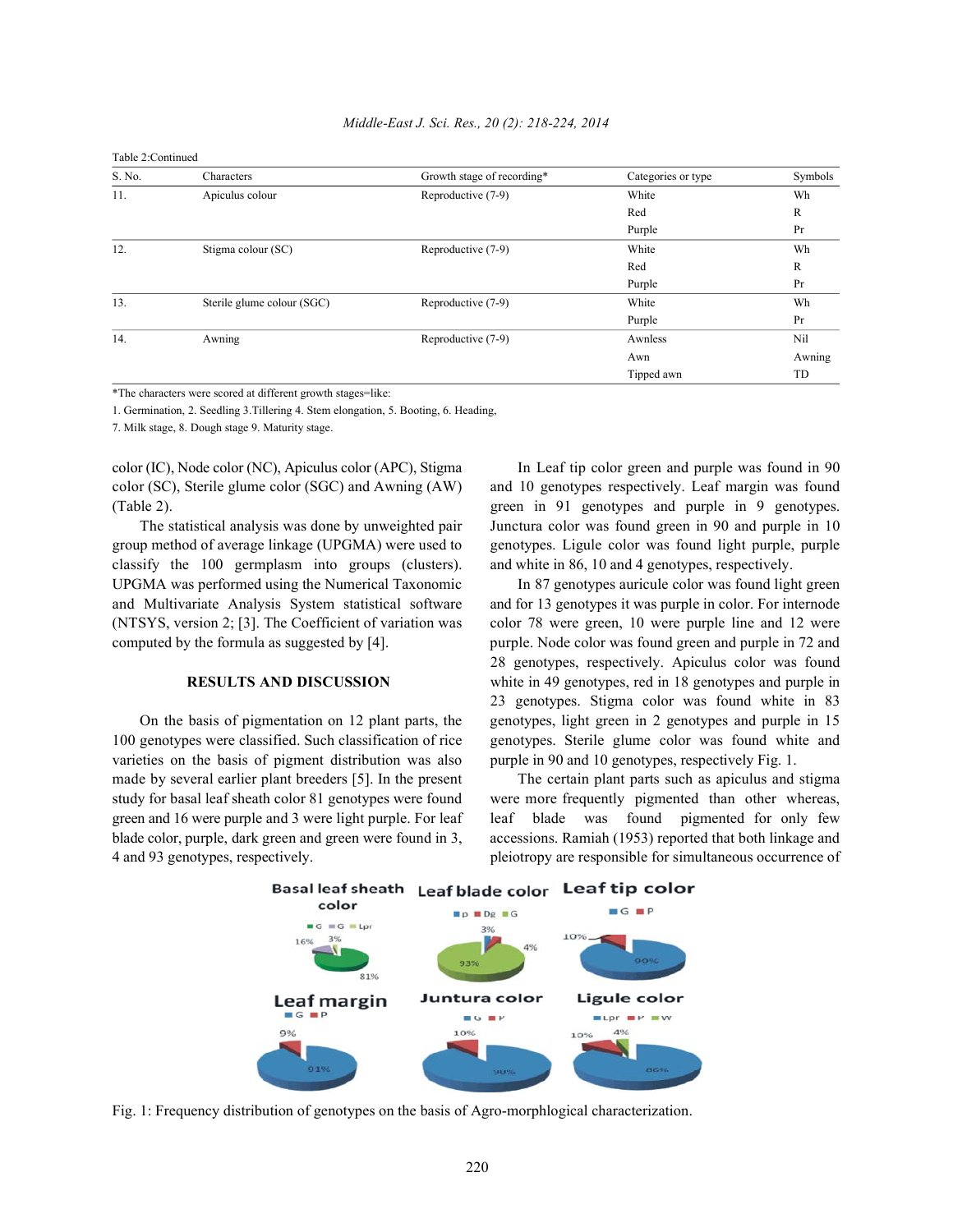Table 2:Continued

| S. No. | Characters | Growth stage of recording* | Categories or type | Symbols |
|---|---|---|---|---|
| 11. | Apiculus colour | Reproductive (7-9) | White | Wh |
| | | | Red | R |
| | | | Purple | Pr |
| 12. | Stigma colour (SC) | Reproductive (7-9) | White | Wh |
| | | | Red | R |
| | | | Purple | Pr |
| 13. | Sterile glume colour (SGC) | Reproductive (7-9) | White | Wh |
| | | | Purple | Pr |
| 14. | Awning | Reproductive (7-9) | Awnless | Nil |
| | | | Awn | Awning |
| | | | Tipped awn | TD |

*The characters were scored at different growth stages=like:
1. Germination, 2. Seedling 3.Tillering 4. Stem elongation, 5. Booting, 6. Heading,
7. Milk stage, 8. Dough stage 9. Maturity stage.

color (IC), Node color (NC), Apiculus color (APC), Stigma color (SC), Sterile glume color (SGC) and Awning (AW) (Table 2).

The statistical analysis was done by unweighted pair group method of average linkage (UPGMA) were used to classify the 100 germplasm into groups (clusters). UPGMA was performed using the Numerical Taxonomic and Multivariate Analysis System statistical software (NTSYS, version 2; [3]. The Coefficient of variation was computed by the formula as suggested by [4].

## RESULTS AND DISCUSSION

On the basis of pigmentation on 12 plant parts, the 100 genotypes were classified. Such classification of rice varieties on the basis of pigment distribution was also made by several earlier plant breeders [5]. In the present study for basal leaf sheath color 81 genotypes were found green and 16 were purple and 3 were light purple. For leaf blade color, purple, dark green and green were found in 3, 4 and 93 genotypes, respectively.

In Leaf tip color green and purple was found in 90 and 10 genotypes respectively. Leaf margin was found green in 91 genotypes and purple in 9 genotypes. Junctura color was found green in 90 and purple in 10 genotypes. Ligule color was found light purple, purple and white in 86, 10 and 4 genotypes, respectively.

In 87 genotypes auricule color was found light green and for 13 genotypes it was purple in color. For internode color 78 were green, 10 were purple line and 12 were purple. Node color was found green and purple in 72 and 28 genotypes, respectively. Apiculus color was found white in 49 genotypes, red in 18 genotypes and purple in 23 genotypes. Stigma color was found white in 83 genotypes, light green in 2 genotypes and purple in 15 genotypes. Sterile glume color was found white and purple in 90 and 10 genotypes, respectively Fig. 1.

The certain plant parts such as apiculus and stigma were more frequently pigmented than other whereas, leaf blade was found pigmented for only few accessions. Ramiah (1953) reported that both linkage and pleiotropy are responsible for simultaneous occurrence of

Fig. 1: Frequency distribution of genotypes on the basis of Agro-morphlogical characterization.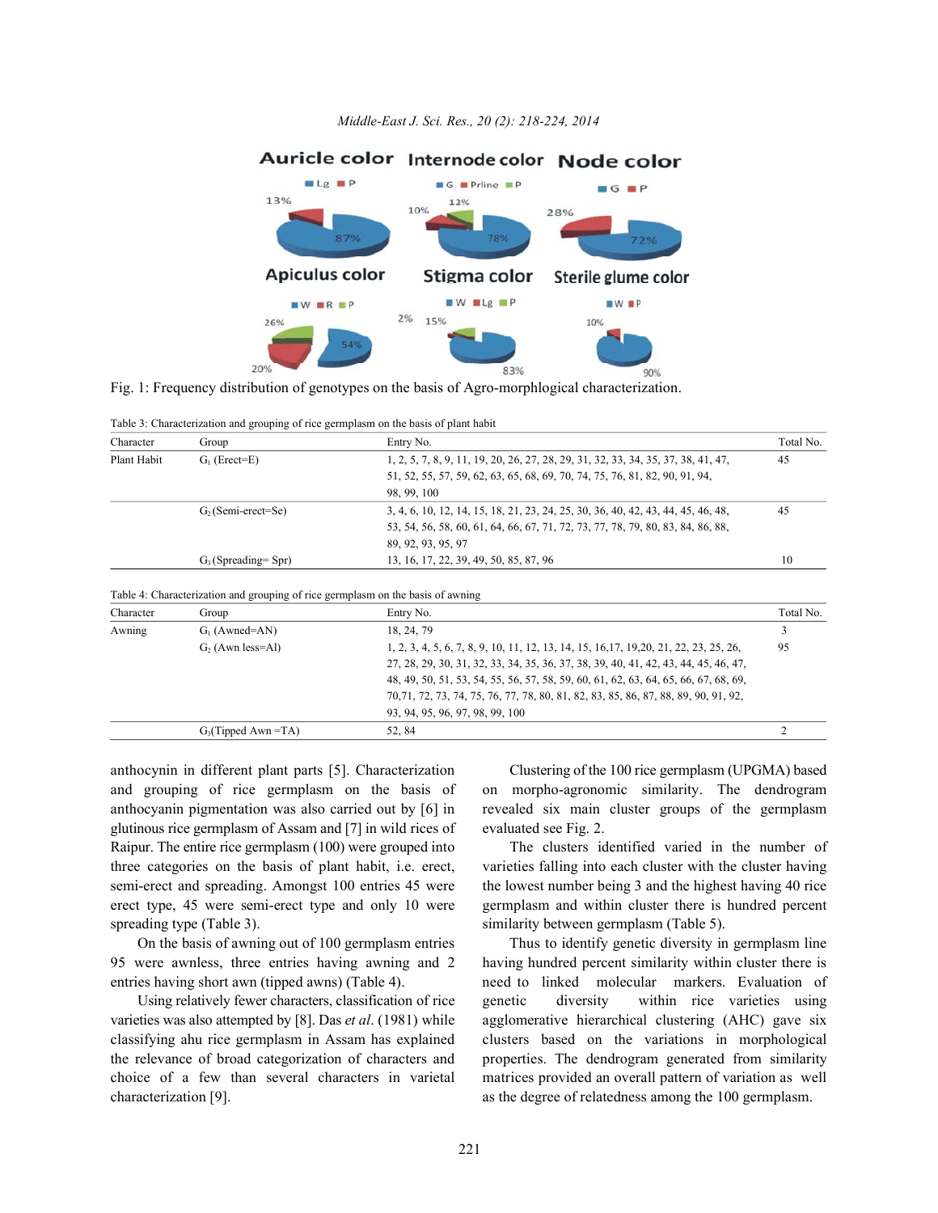Fig. 1: Frequency distribution of genotypes on the basis of Agro-morphlogical characterization.

Table 3: Characterization and grouping of rice germplasm on the basis of plant habit

| Character | Group | Entry No. | Total No. |
|---|---|---|---|
| Plant Habit | $G_1$ (Erect=E) | 1, 2, 5, 7, 8, 9, 11, 19, 20, 26, 27, 28, 29, 31, 32, 33, 34, 35, 37, 38, 41, 47, 51, 52, 55, 57, 59, 62, 63, 65, 68, 69, 70, 74, 75, 76, 81, 82, 90, 91, 94, 98, 99, 100 | 45 |
| | $G_2$ (Semi-erect=Se) | 3, 4, 6, 10, 12, 14, 15, 18, 21, 23, 24, 25, 30, 36, 40, 42, 43, 44, 45, 46, 48, 53, 54, 56, 58, 60, 61, 64, 66, 67, 71, 72, 73, 77, 78, 79, 80, 83, 84, 86, 88, 89, 92, 93, 95, 97 | 45 |
| | $G_3$ (Spreading= Spr) | 13, 16, 17, 22, 39, 49, 50, 85, 87, 96 | 10 |

Table 4: Characterization and grouping of rice germplasm on the basis of awning

| Character | Group | Entry No. | Total No. |
|---|---|---|---|
| Awning | $G_1$ (Awned=AN) | 18, 24, 79 | 3 |
| | $G_2$ (Awn less=Al) | 1, 2, 3, 4, 5, 6, 7, 8, 9, 10, 11, 12, 13, 14, 15, 16,17, 19,20, 21, 22, 23, 25, 26, 27, 28, 29, 30, 31, 32, 33, 34, 35, 36, 37, 38, 39, 40, 41, 42, 43, 44, 45, 46, 47, 48, 49, 50, 51, 53, 54, 55, 56, 57, 58, 59, 60, 61, 62, 63, 64, 65, 66, 67, 68, 69, 70,71, 72, 73, 74, 75, 76, 77, 78, 80, 81, 82, 83, 85, 86, 87, 88, 89, 90, 91, 92, 93, 94, 95, 96, 97, 98, 99, 100 | 95 |
| | $G_3$(Tipped Awn =TA) | 52, 84 | 2 |

anthocynin in different plant parts [5]. Characterization and grouping of rice germplasm on the basis of anthocyanin pigmentation was also carried out by [6] in glutinous rice germplasm of Assam and [7] in wild rices of Raipur. The entire rice germplasm (100) were grouped into three categories on the basis of plant habit, i.e. erect, semi-erect and spreading. Amongst 100 entries 45 were erect type, 45 were semi-erect type and only 10 were spreading type (Table 3).

On the basis of awning out of 100 germplasm entries 95 were awnless, three entries having awning and 2 entries having short awn (tipped awns) (Table 4).

Using relatively fewer characters, classification of rice varieties was also attempted by [8]. Das *et al*. (1981) while classifying ahu rice germplasm in Assam has explained the relevance of broad categorization of characters and choice of a few than several characters in varietal characterization [9].

Clustering of the 100 rice germplasm (UPGMA) based on morpho-agronomic similarity. The dendrogram revealed six main cluster groups of the germplasm evaluated see Fig. 2.

The clusters identified varied in the number of varieties falling into each cluster with the cluster having the lowest number being 3 and the highest having 40 rice germplasm and within cluster there is hundred percent similarity between germplasm (Table 5).

Thus to identify genetic diversity in germplasm line having hundred percent similarity within cluster there is need to linked molecular markers. Evaluation of genetic diversity within rice varieties using agglomerative hierarchical clustering (AHC) gave six clusters based on the variations in morphological properties. The dendrogram generated from similarity matrices provided an overall pattern of variation as well as the degree of relatedness among the 100 germplasm.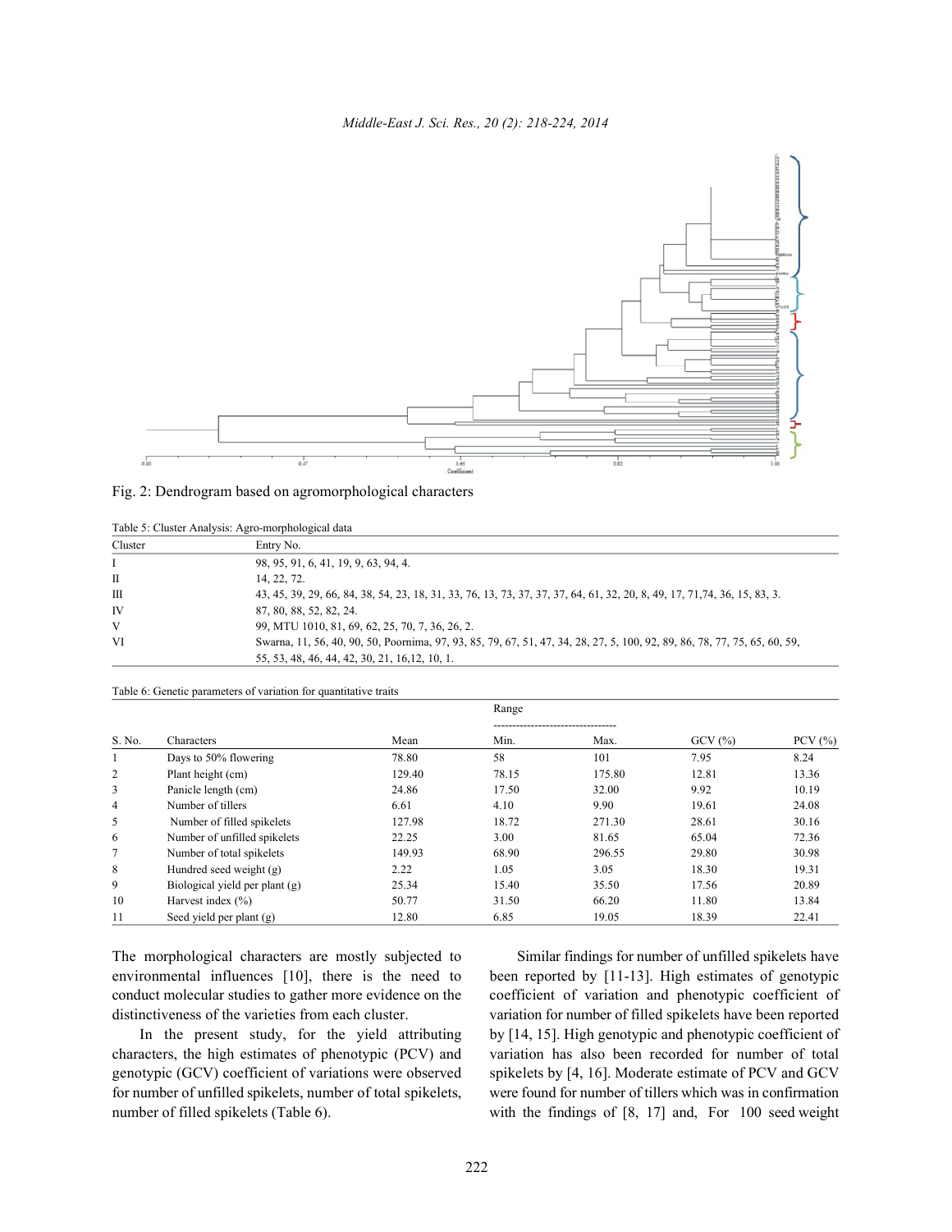Fig. 2: Dendrogram based on agromorphological characters

Table 5: Cluster Analysis: Agro-morphological data

| Cluster | Entry No. |
|---|---|
| I | 98, 95, 91, 6, 41, 19, 9, 63, 94, 4. |
| II | 14, 22, 72. |
| III | 43, 45, 39, 29, 66, 84, 38, 54, 23, 18, 31, 33, 76, 13, 73, 37, 37, 37, 64, 61, 32, 20, 8, 49, 17, 71,74, 36, 15, 83, 3. |
| IV | 87, 80, 88, 52, 82, 24. |
| V | 99, MTU 1010, 81, 69, 62, 25, 70, 7, 36, 26, 2. |
| VI | Swarna, 11, 56, 40, 90, 50, Poornima, 97, 93, 85, 79, 67, 51, 47, 34, 28, 27, 5, 100, 92, 89, 86, 78, 77, 75, 65, 60, 59, 55, 53, 48, 46, 44, 42, 30, 21, 16,12, 10, 1. |

Table 6: Genetic parameters of variation for quantitative traits

| S. No. | Characters | Mean | Range Min. | Range Max. | GCV (%) | PCV (%) |
|---|---|---|---|---|---|---|
| 1 | Days to 50% flowering | 78.80 | 58 | 101 | 7.95 | 8.24 |
| 2 | Plant height (cm) | 129.40 | 78.15 | 175.80 | 12.81 | 13.36 |
| 3 | Panicle length (cm) | 24.86 | 17.50 | 32.00 | 9.92 | 10.19 |
| 4 | Number of tillers | 6.61 | 4.10 | 9.90 | 19.61 | 24.08 |
| 5 | Number of filled spikelets | 127.98 | 18.72 | 271.30 | 28.61 | 30.16 |
| 6 | Number of unfilled spikelets | 22.25 | 3.00 | 81.65 | 65.04 | 72.36 |
| 7 | Number of total spikelets | 149.93 | 68.90 | 296.55 | 29.80 | 30.98 |
| 8 | Hundred seed weight (g) | 2.22 | 1.05 | 3.05 | 18.30 | 19.31 |
| 9 | Biological yield per plant (g) | 25.34 | 15.40 | 35.50 | 17.56 | 20.89 |
| 10 | Harvest index (%) | 50.77 | 31.50 | 66.20 | 11.80 | 13.84 |
| 11 | Seed yield per plant (g) | 12.80 | 6.85 | 19.05 | 18.39 | 22.41 |

The morphological characters are mostly subjected to environmental influences [10], there is the need to conduct molecular studies to gather more evidence on the distinctiveness of the varieties from each cluster.

In the present study, for the yield attributing characters, the high estimates of phenotypic (PCV) and genotypic (GCV) coefficient of variations were observed for number of unfilled spikelets, number of total spikelets, number of filled spikelets (Table 6).

Similar findings for number of unfilled spikelets have been reported by [11-13]. High estimates of genotypic coefficient of variation and phenotypic coefficient of variation for number of filled spikelets have been reported by [14, 15]. High genotypic and phenotypic coefficient of variation has also been recorded for number of total spikelets by [4, 16]. Moderate estimate of PCV and GCV were found for number of tillers which was in confirmation with the findings of [8, 17] and, For 100 seed weight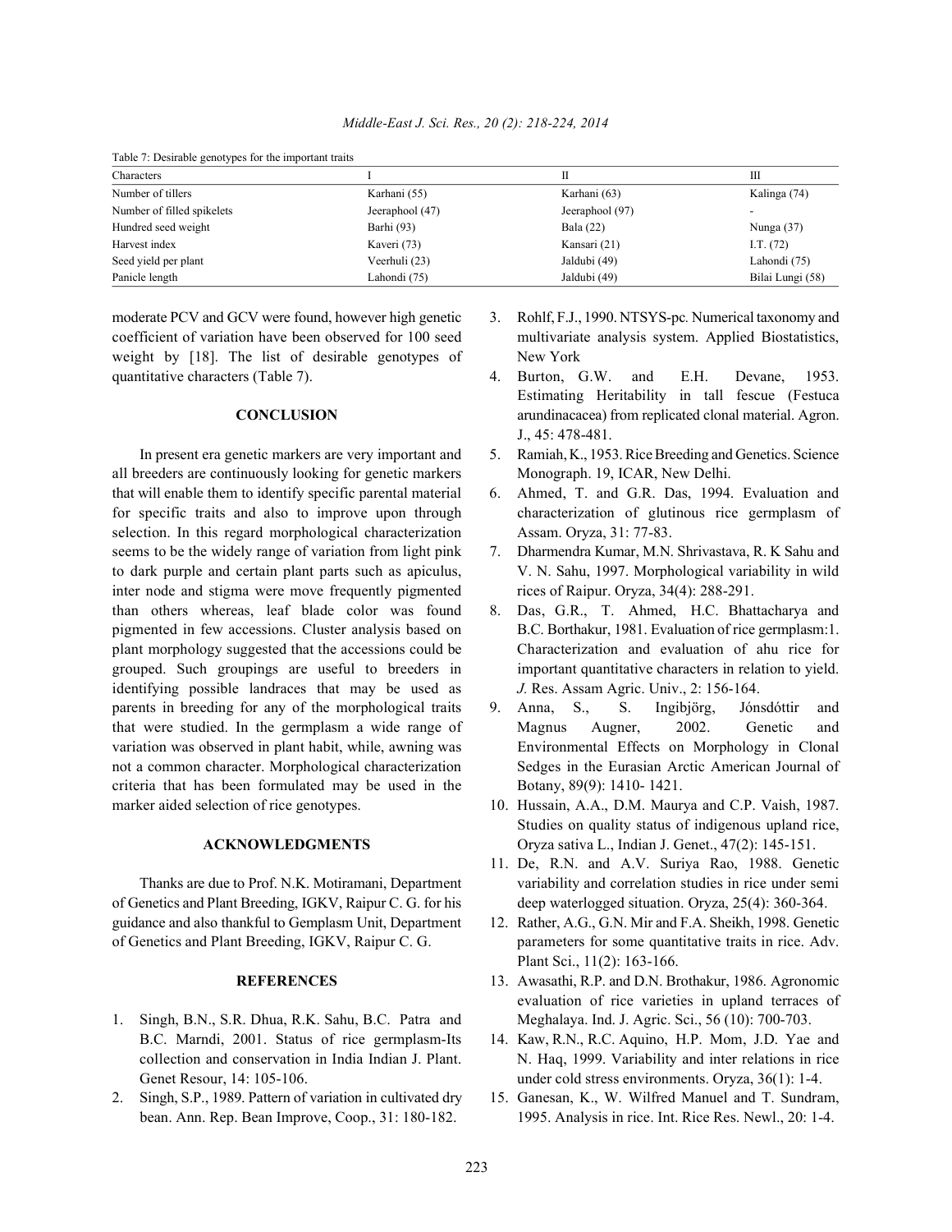Table 7: Desirable genotypes for the important traits

| Characters | I | II | III |
|---|---|---|---|
| Number of tillers | Karhani (55) | Karhani (63) | Kalinga (74) |
| Number of filled spikelets | Jeeraphool (47) | Jeeraphool (97) | - |
| Hundred seed weight | Barhi (93) | Bala (22) | Nunga (37) |
| Harvest index | Kaveri (73) | Kansari (21) | I.T. (72) |
| Seed yield per plant | Veerhuli (23) | Jaldubi (49) | Lahondi (75) |
| Panicle length | Lahondi (75) | Jaldubi (49) | Bilai Lungi (58) |

moderate PCV and GCV were found, however high genetic coefficient of variation have been observed for 100 seed weight by [18]. The list of desirable genotypes of quantitative characters (Table 7).

## CONCLUSION

In present era genetic markers are very important and all breeders are continuously looking for genetic markers that will enable them to identify specific parental material for specific traits and also to improve upon through selection. In this regard morphological characterization seems to be the widely range of variation from light pink to dark purple and certain plant parts such as apiculus, inter node and stigma were move frequently pigmented than others whereas, leaf blade color was found pigmented in few accessions. Cluster analysis based on plant morphology suggested that the accessions could be grouped. Such groupings are useful to breeders in identifying possible landraces that may be used as parents in breeding for any of the morphological traits that were studied. In the germplasm a wide range of variation was observed in plant habit, while, awning was not a common character. Morphological characterization criteria that has been formulated may be used in the marker aided selection of rice genotypes.

## ACKNOWLEDGMENTS

Thanks are due to Prof. N.K. Motiramani, Department of Genetics and Plant Breeding, IGKV, Raipur C. G. for his guidance and also thankful to Gemplasm Unit, Department of Genetics and Plant Breeding, IGKV, Raipur C. G.

## REFERENCES

1. Singh, B.N., S.R. Dhua, R.K. Sahu, B.C. Patra and B.C. Marndi, 2001. Status of rice germplasm-Its collection and conservation in India Indian J. Plant. Genet Resour, 14: 105-106.
2. Singh, S.P., 1989. Pattern of variation in cultivated dry bean. Ann. Rep. Bean Improve, Coop., 31: 180-182.
3. Rohlf, F.J., 1990. NTSYS-pc. Numerical taxonomy and multivariate analysis system. Applied Biostatistics, New York
4. Burton, G.W. and E.H. Devane, 1953. Estimating Heritability in tall fescue (Festuca arundinacacea) from replicated clonal material. Agron. J., 45: 478-481.
5. Ramiah, K., 1953. Rice Breeding and Genetics. Science Monograph. 19, ICAR, New Delhi.
6. Ahmed, T. and G.R. Das, 1994. Evaluation and characterization of glutinous rice germplasm of Assam. Oryza, 31: 77-83.
7. Dharmendra Kumar, M.N. Shrivastava, R. K Sahu and V. N. Sahu, 1997. Morphological variability in wild rices of Raipur. Oryza, 34(4): 288-291.
8. Das, G.R., T. Ahmed, H.C. Bhattacharya and B.C. Borthakur, 1981. Evaluation of rice germplasm:1. Characterization and evaluation of ahu rice for important quantitative characters in relation to yield. *J.* Res. Assam Agric. Univ., 2: 156-164.
9. Anna, S., S. Ingibjörg, Jónsdóttir and Magnus Augner, 2002. Genetic and Environmental Effects on Morphology in Clonal Sedges in the Eurasian Arctic American Journal of Botany, 89(9): 1410- 1421.
10. Hussain, A.A., D.M. Maurya and C.P. Vaish, 1987. Studies on quality status of indigenous upland rice, Oryza sativa L., Indian J. Genet., 47(2): 145-151.
11. De, R.N. and A.V. Suriya Rao, 1988. Genetic variability and correlation studies in rice under semi deep waterlogged situation. Oryza, 25(4): 360-364.
12. Rather, A.G., G.N. Mir and F.A. Sheikh, 1998. Genetic parameters for some quantitative traits in rice. Adv. Plant Sci., 11(2): 163-166.
13. Awasathi, R.P. and D.N. Brothakur, 1986. Agronomic evaluation of rice varieties in upland terraces of Meghalaya. Ind. J. Agric. Sci., 56 (10): 700-703.
14. Kaw, R.N., R.C. Aquino, H.P. Mom, J.D. Yae and N. Haq, 1999. Variability and inter relations in rice under cold stress environments. Oryza, 36(1): 1-4.
15. Ganesan, K., W. Wilfred Manuel and T. Sundram, 1995. Analysis in rice. Int. Rice Res. Newl., 20: 1-4.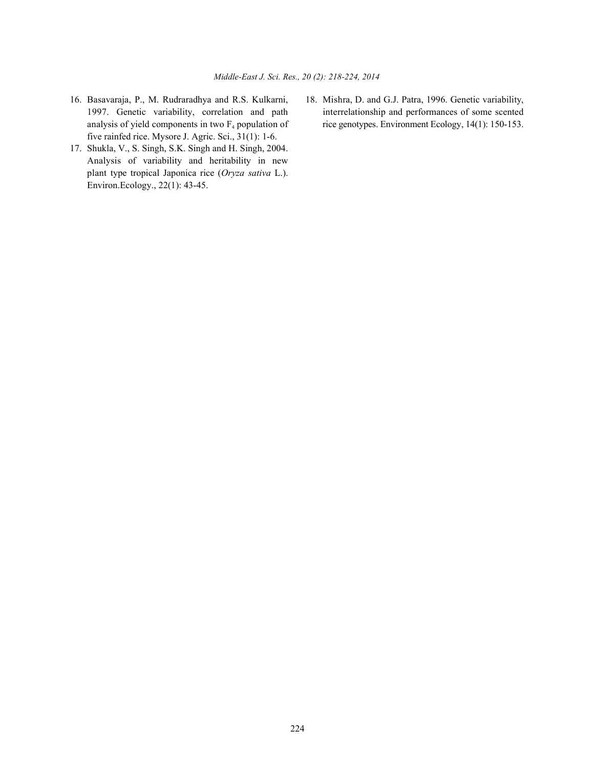16. Basavaraja, P., M. Rudraradhya and R.S. Kulkarni, 1997. Genetic variability, correlation and path analysis of yield components in two $F_4$ population of five rainfed rice. Mysore J. Agric. Sci., 31(1): 1-6.
17. Shukla, V., S. Singh, S.K. Singh and H. Singh, 2004. Analysis of variability and heritability in new plant type tropical Japonica rice (*Oryza sativa* L.). Environ.Ecology., 22(1): 43-45.
18. Mishra, D. and G.J. Patra, 1996. Genetic variability, interrelationship and performances of some scented rice genotypes. Environment Ecology, 14(1): 150-153.